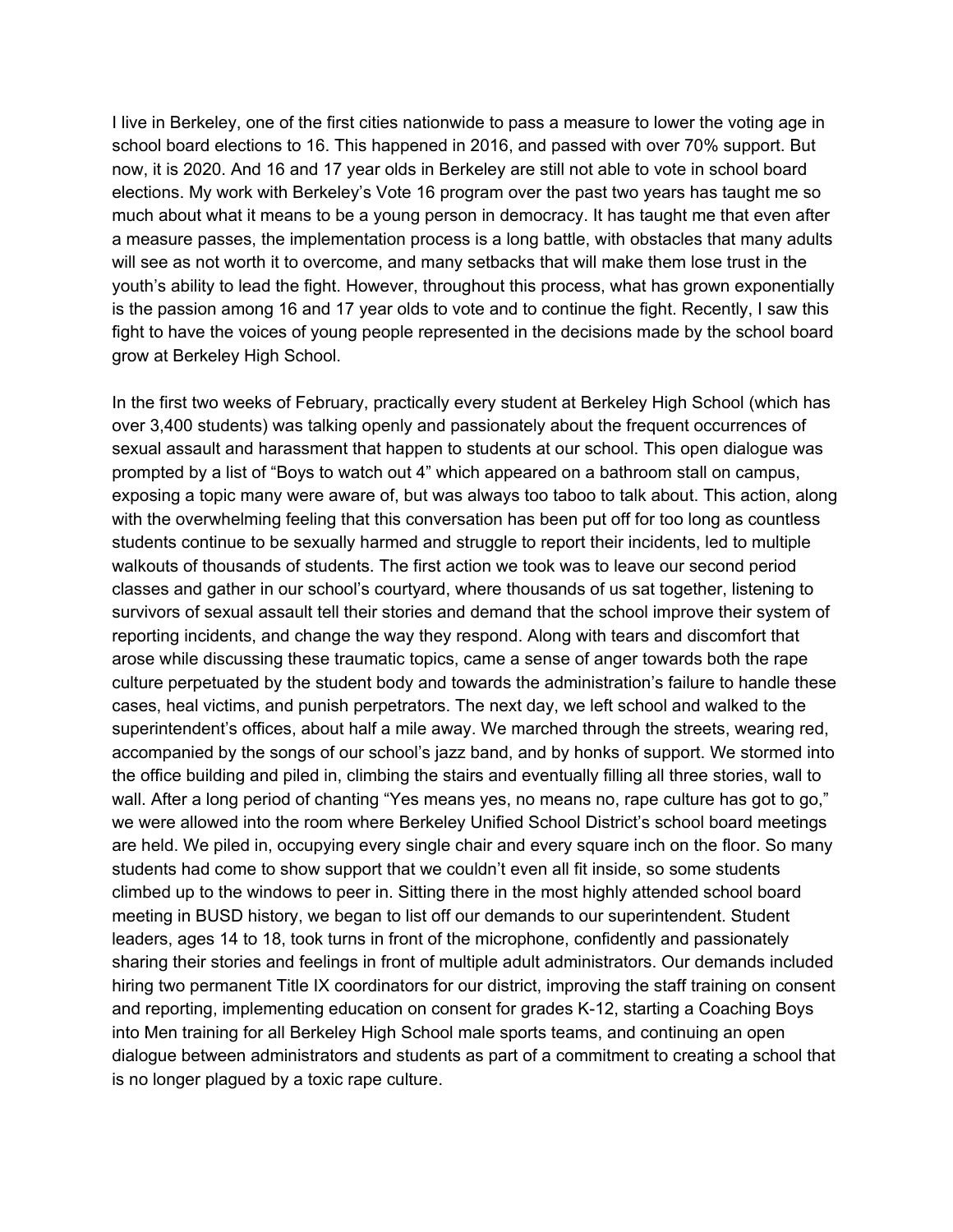I live in Berkeley, one of the first cities nationwide to pass a measure to lower the voting age in school board elections to 16. This happened in 2016, and passed with over 70% support. But now, it is 2020. And 16 and 17 year olds in Berkeley are still not able to vote in school board elections. My work with Berkeley's Vote 16 program over the past two years has taught me so much about what it means to be a young person in democracy. It has taught me that even after a measure passes, the implementation process is a long battle, with obstacles that many adults will see as not worth it to overcome, and many setbacks that will make them lose trust in the youth's ability to lead the fight. However, throughout this process, what has grown exponentially is the passion among 16 and 17 year olds to vote and to continue the fight. Recently, I saw this fight to have the voices of young people represented in the decisions made by the school board grow at Berkeley High School.

In the first two weeks of February, practically every student at Berkeley High School (which has over 3,400 students) was talking openly and passionately about the frequent occurrences of sexual assault and harassment that happen to students at our school. This open dialogue was prompted by a list of "Boys to watch out 4" which appeared on a bathroom stall on campus, exposing a topic many were aware of, but was always too taboo to talk about. This action, along with the overwhelming feeling that this conversation has been put off for too long as countless students continue to be sexually harmed and struggle to report their incidents, led to multiple walkouts of thousands of students. The first action we took was to leave our second period classes and gather in our school's courtyard, where thousands of us sat together, listening to survivors of sexual assault tell their stories and demand that the school improve their system of reporting incidents, and change the way they respond. Along with tears and discomfort that arose while discussing these traumatic topics, came a sense of anger towards both the rape culture perpetuated by the student body and towards the administration's failure to handle these cases, heal victims, and punish perpetrators. The next day, we left school and walked to the superintendent's offices, about half a mile away. We marched through the streets, wearing red, accompanied by the songs of our school's jazz band, and by honks of support. We stormed into the office building and piled in, climbing the stairs and eventually filling all three stories, wall to wall. After a long period of chanting "Yes means yes, no means no, rape culture has got to go," we were allowed into the room where Berkeley Unified School District's school board meetings are held. We piled in, occupying every single chair and every square inch on the floor. So many students had come to show support that we couldn't even all fit inside, so some students climbed up to the windows to peer in. Sitting there in the most highly attended school board meeting in BUSD history, we began to list off our demands to our superintendent. Student leaders, ages 14 to 18, took turns in front of the microphone, confidently and passionately sharing their stories and feelings in front of multiple adult administrators. Our demands included hiring two permanent Title IX coordinators for our district, improving the staff training on consent and reporting, implementing education on consent for grades K-12, starting a Coaching Boys into Men training for all Berkeley High School male sports teams, and continuing an open dialogue between administrators and students as part of a commitment to creating a school that is no longer plagued by a toxic rape culture.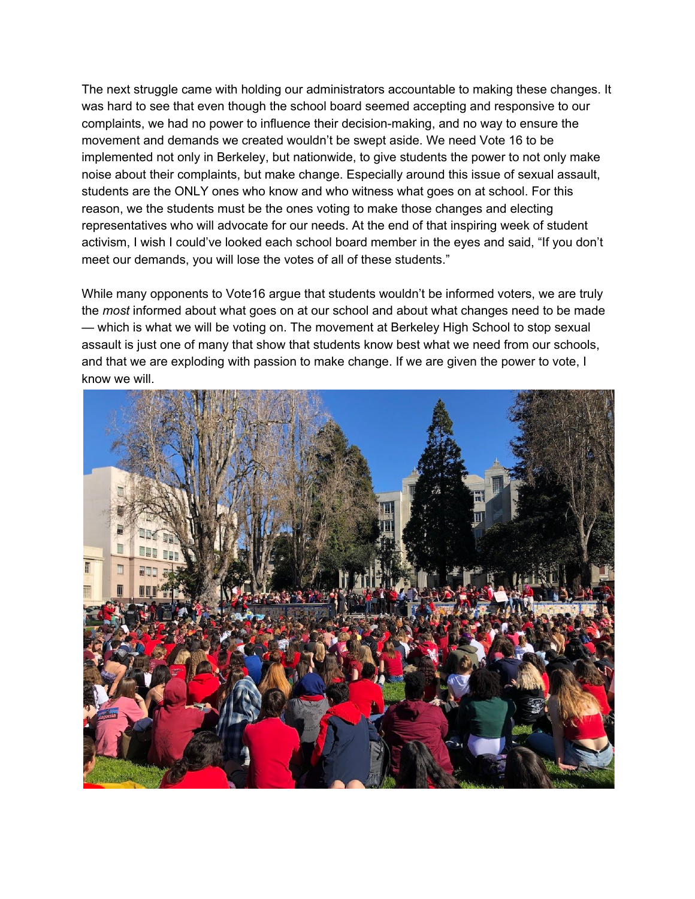The next struggle came with holding our administrators accountable to making these changes. It was hard to see that even though the school board seemed accepting and responsive to our complaints, we had no power to influence their decision-making, and no way to ensure the movement and demands we created wouldn't be swept aside. We need Vote 16 to be implemented not only in Berkeley, but nationwide, to give students the power to not only make noise about their complaints, but make change. Especially around this issue of sexual assault, students are the ONLY ones who know and who witness what goes on at school. For this reason, we the students must be the ones voting to make those changes and electing representatives who will advocate for our needs. At the end of that inspiring week of student activism, I wish I could've looked each school board member in the eyes and said, "If you don't meet our demands, you will lose the votes of all of these students."

While many opponents to Vote16 argue that students wouldn't be informed voters, we are truly the *most* informed about what goes on at our school and about what changes need to be made — which is what we will be voting on. The movement at Berkeley High School to stop sexual assault is just one of many that show that students know best what we need from our schools, and that we are exploding with passion to make change. If we are given the power to vote, I know we will.